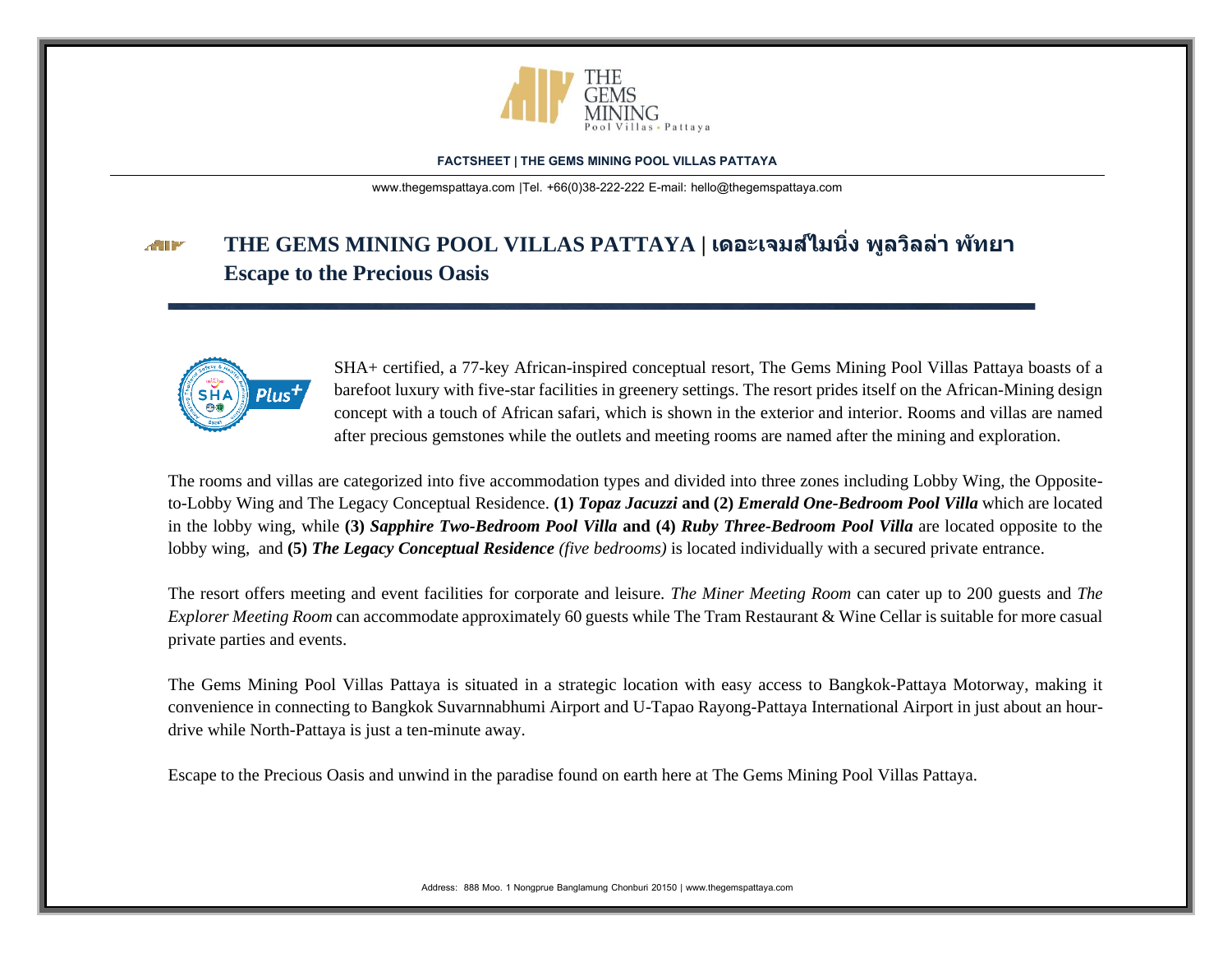**FACTSHEET | THE GEMS MINING POOL VILLAS PATTAYA**

www.thegemspattaya.com |Tel. +66(0)38-222-222 E-mail: hello@thegemspattaya.com

# THE GEMS MINING POOL VILLAS PATTAYA | เดอะเจมส์ไมนิ่ง พูลวิลล่า พัทยา
## Escape to the Precious Oasis

SHA+ certified, a 77-key African-inspired conceptual resort, The Gems Mining Pool Villas Pattaya boasts of a barefoot luxury with five-star facilities in greenery settings. The resort prides itself on the African-Mining design concept with a touch of African safari, which is shown in the exterior and interior. Rooms and villas are named after precious gemstones while the outlets and meeting rooms are named after the mining and exploration.

The rooms and villas are categorized into five accommodation types and divided into three zones including Lobby Wing, the Opposite-to-Lobby Wing and The Legacy Conceptual Residence. **(1)** ***Topaz Jacuzzi*** **and (2)** ***Emerald One-Bedroom Pool Villa*** which are located in the lobby wing, while **(3)** ***Sapphire Two-Bedroom Pool Villa*** **and (4)** ***Ruby Three-Bedroom Pool Villa*** are located opposite to the lobby wing, and **(5)** ***The Legacy Conceptual Residence*** *(five bedrooms)* is located individually with a secured private entrance.

The resort offers meeting and event facilities for corporate and leisure. *The Miner Meeting Room* can cater up to 200 guests and *The Explorer Meeting Room* can accommodate approximately 60 guests while The Tram Restaurant & Wine Cellar is suitable for more casual private parties and events.

The Gems Mining Pool Villas Pattaya is situated in a strategic location with easy access to Bangkok-Pattaya Motorway, making it convenience in connecting to Bangkok Suvarnnabhumi Airport and U-Tapao Rayong-Pattaya International Airport in just about an hour-drive while North-Pattaya is just a ten-minute away.

Escape to the Precious Oasis and unwind in the paradise found on earth here at The Gems Mining Pool Villas Pattaya.

Address: 888 Moo. 1 Nongprue Banglamung Chonburi 20150 | www.thegemspattaya.com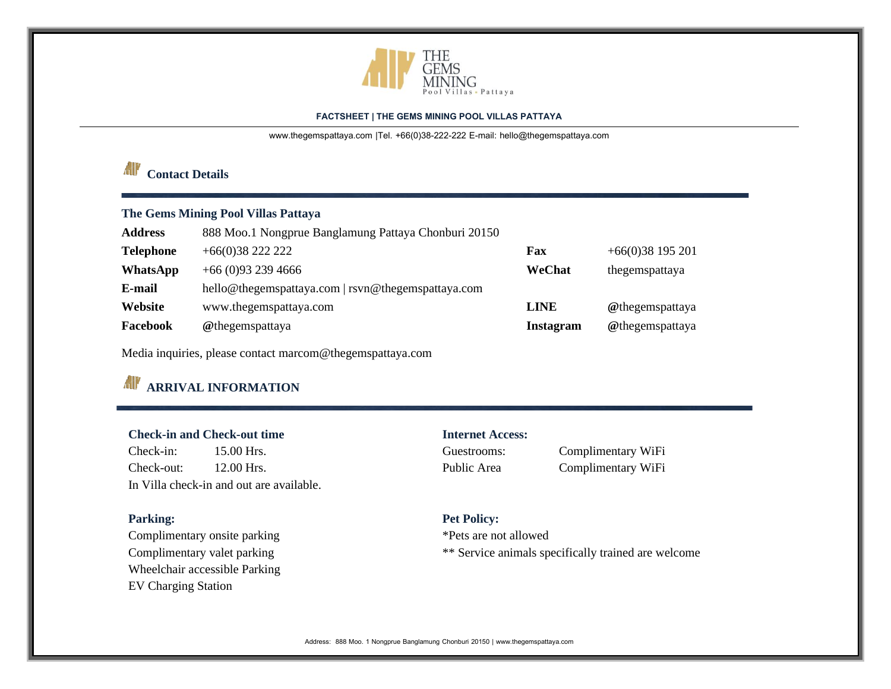**FACTSHEET | THE GEMS MINING POOL VILLAS PATTAYA**

www.thegemspattaya.com |Tel. +66(0)38-222-222 E-mail: hello@thegemspattaya.com

## Contact Details

### The Gems Mining Pool Villas Pattaya

| | | | |
|---|---|---|---|
| **Address** | 888 Moo.1 Nongprue Banglamung Pattaya Chonburi 20150 | | |
| **Telephone** | +66(0)38 222 222 | **Fax** | +66(0)38 195 201 |
| **WhatsApp** | +66 (0)93 239 4666 | **WeChat** | thegemspattaya |
| **E-mail** | hello@thegemspattaya.com \| rsvn@thegemspattaya.com | | |
| **Website** | www.thegemspattaya.com | **LINE** | **@**thegemspattaya |
| **Facebook** | **@**thegemspattaya | **Instagram** | **@**thegemspattaya |

Media inquiries, please contact marcom@thegemspattaya.com

## ARRIVAL INFORMATION

### Check-in and Check-out time

Check-in: 15.00 Hrs.
Check-out: 12.00 Hrs.
In Villa check-in and out are available.

### Internet Access:

Guestrooms: Complimentary WiFi
Public Area Complimentary WiFi

### Parking:

Complimentary onsite parking
Complimentary valet parking
Wheelchair accessible Parking
EV Charging Station

### Pet Policy:

*Pets are not allowed
** Service animals specifically trained are welcome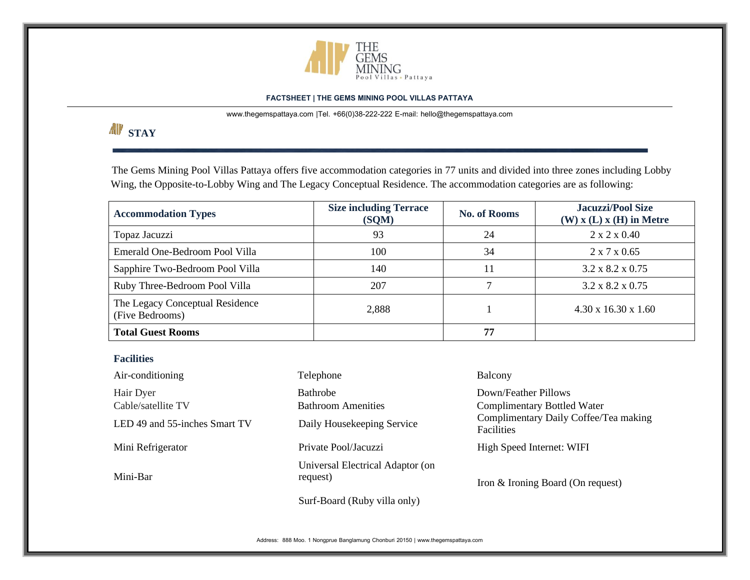THE GEMS MINING
Pool Villas • Pattaya

**FACTSHEET | THE GEMS MINING POOL VILLAS PATTAYA**

www.thegemspattaya.com |Tel. +66(0)38-222-222 E-mail: hello@thegemspattaya.com

## STAY

The Gems Mining Pool Villas Pattaya offers five accommodation categories in 77 units and divided into three zones including Lobby Wing, the Opposite-to-Lobby Wing and The Legacy Conceptual Residence. The accommodation categories are as following:

| **Accommodation Types** | **Size including Terrace (SQM)** | **No. of Rooms** | **Jacuzzi/Pool Size (W) x (L) x (H) in Metre** |
|---|---|---|---|
| Topaz Jacuzzi | 93 | 24 | 2 x 2 x 0.40 |
| Emerald One-Bedroom Pool Villa | 100 | 34 | 2 x 7 x 0.65 |
| Sapphire Two-Bedroom Pool Villa | 140 | 11 | 3.2 x 8.2 x 0.75 |
| Ruby Three-Bedroom Pool Villa | 207 | 7 | 3.2 x 8.2 x 0.75 |
| The Legacy Conceptual Residence (Five Bedrooms) | 2,888 | 1 | 4.30 x 16.30 x 1.60 |
| **Total Guest Rooms** | | **77** | |

### Facilities

- Air-conditioning
- Hair Dyer
- Cable/satellite TV
- LED 49 and 55-inches Smart TV
- Mini Refrigerator
- Mini-Bar
- Telephone
- Bathrobe
- Bathroom Amenities
- Daily Housekeeping Service
- Private Pool/Jacuzzi
- Universal Electrical Adaptor (on request)
- Surf-Board (Ruby villa only)
- Balcony
- Down/Feather Pillows
- Complimentary Bottled Water
- Complimentary Daily Coffee/Tea making Facilities
- High Speed Internet: WIFI
- Iron & Ironing Board (On request)

Address: 888 Moo. 1 Nongprue Banglamung Chonburi 20150 | www.thegemspattaya.com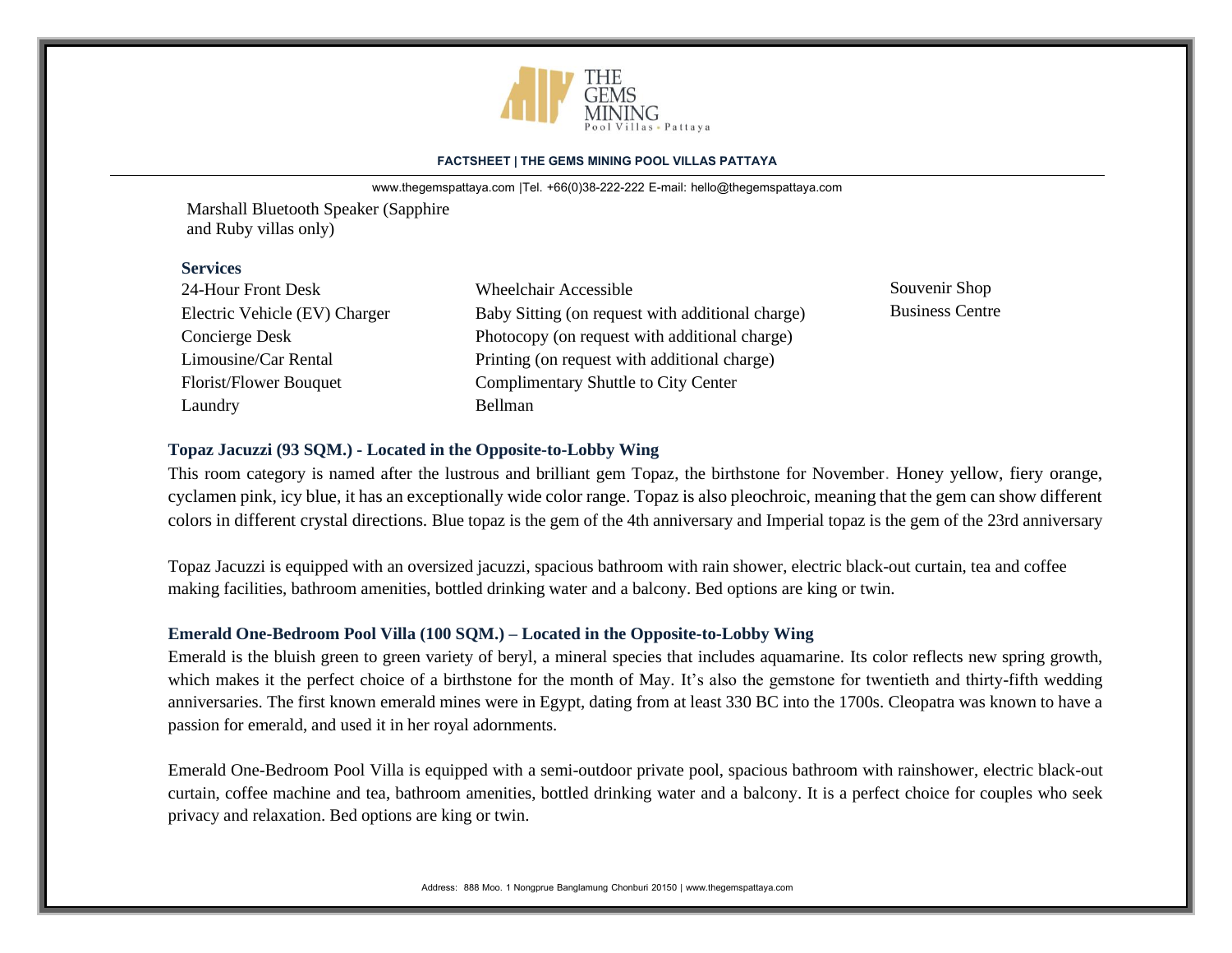Marshall Bluetooth Speaker (Sapphire and Ruby villas only)

**Services**

- 24-Hour Front Desk
- Electric Vehicle (EV) Charger
- Concierge Desk
- Limousine/Car Rental
- Florist/Flower Bouquet
- Laundry
- Wheelchair Accessible
- Baby Sitting (on request with additional charge)
- Photocopy (on request with additional charge)
- Printing (on request with additional charge)
- Complimentary Shuttle to City Center
- Bellman
- Souvenir Shop
- Business Centre

### Topaz Jacuzzi (93 SQM.) - Located in the Opposite-to-Lobby Wing

This room category is named after the lustrous and brilliant gem Topaz, the birthstone for November. Honey yellow, fiery orange, cyclamen pink, icy blue, it has an exceptionally wide color range. Topaz is also pleochroic, meaning that the gem can show different colors in different crystal directions. Blue topaz is the gem of the 4th anniversary and Imperial topaz is the gem of the 23rd anniversary

Topaz Jacuzzi is equipped with an oversized jacuzzi, spacious bathroom with rain shower, electric black-out curtain, tea and coffee making facilities, bathroom amenities, bottled drinking water and a balcony. Bed options are king or twin.

### Emerald One-Bedroom Pool Villa (100 SQM.) – Located in the Opposite-to-Lobby Wing

Emerald is the bluish green to green variety of beryl, a mineral species that includes aquamarine. Its color reflects new spring growth, which makes it the perfect choice of a birthstone for the month of May. It's also the gemstone for twentieth and thirty-fifth wedding anniversaries. The first known emerald mines were in Egypt, dating from at least 330 BC into the 1700s. Cleopatra was known to have a passion for emerald, and used it in her royal adornments.

Emerald One-Bedroom Pool Villa is equipped with a semi-outdoor private pool, spacious bathroom with rainshower, electric black-out curtain, coffee machine and tea, bathroom amenities, bottled drinking water and a balcony. It is a perfect choice for couples who seek privacy and relaxation. Bed options are king or twin.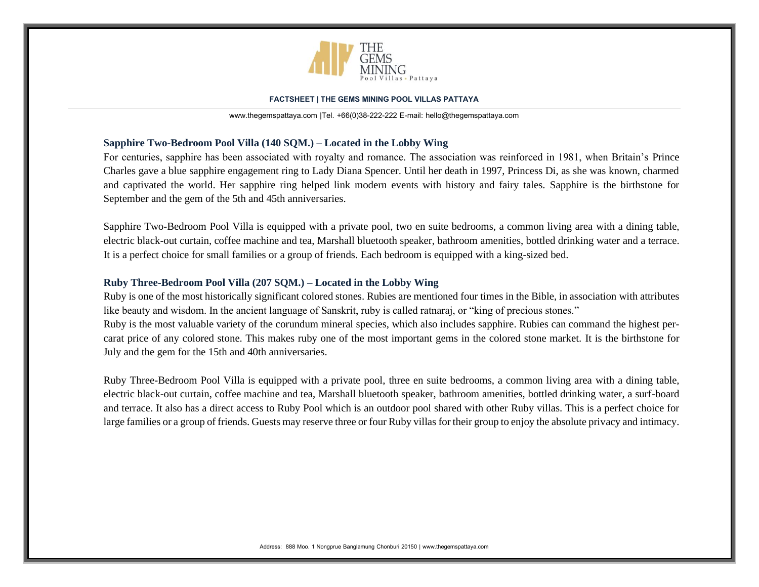### Sapphire Two-Bedroom Pool Villa (140 SQM.) – Located in the Lobby Wing

For centuries, sapphire has been associated with royalty and romance. The association was reinforced in 1981, when Britain's Prince Charles gave a blue sapphire engagement ring to Lady Diana Spencer. Until her death in 1997, Princess Di, as she was known, charmed and captivated the world. Her sapphire ring helped link modern events with history and fairy tales. Sapphire is the birthstone for September and the gem of the 5th and 45th anniversaries.

Sapphire Two-Bedroom Pool Villa is equipped with a private pool, two en suite bedrooms, a common living area with a dining table, electric black-out curtain, coffee machine and tea, Marshall bluetooth speaker, bathroom amenities, bottled drinking water and a terrace. It is a perfect choice for small families or a group of friends. Each bedroom is equipped with a king-sized bed.

### Ruby Three-Bedroom Pool Villa (207 SQM.) – Located in the Lobby Wing

Ruby is one of the most historically significant colored stones. Rubies are mentioned four times in the Bible, in association with attributes like beauty and wisdom. In the ancient language of Sanskrit, ruby is called ratnaraj, or "king of precious stones."
Ruby is the most valuable variety of the corundum mineral species, which also includes sapphire. Rubies can command the highest per-carat price of any colored stone. This makes ruby one of the most important gems in the colored stone market. It is the birthstone for July and the gem for the 15th and 40th anniversaries.

Ruby Three-Bedroom Pool Villa is equipped with a private pool, three en suite bedrooms, a common living area with a dining table, electric black-out curtain, coffee machine and tea, Marshall bluetooth speaker, bathroom amenities, bottled drinking water, a surf-board and terrace. It also has a direct access to Ruby Pool which is an outdoor pool shared with other Ruby villas. This is a perfect choice for large families or a group of friends. Guests may reserve three or four Ruby villas for their group to enjoy the absolute privacy and intimacy.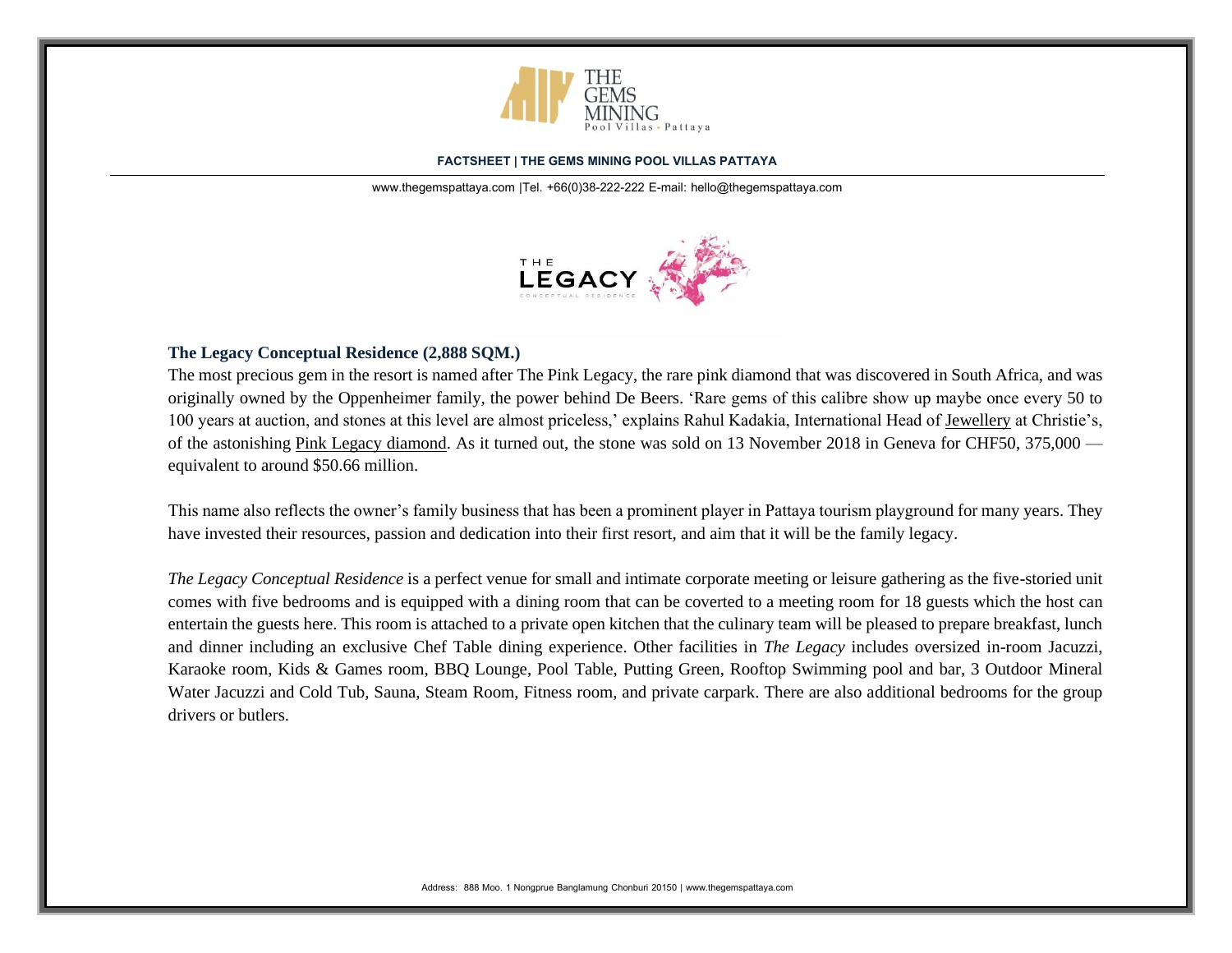**FACTSHEET | THE GEMS MINING POOL VILLAS PATTAYA**

www.thegemspattaya.com |Tel. +66(0)38-222-222 E-mail: hello@thegemspattaya.com

## The Legacy Conceptual Residence (2,888 SQM.)

The most precious gem in the resort is named after The Pink Legacy, the rare pink diamond that was discovered in South Africa, and was originally owned by the Oppenheimer family, the power behind De Beers. 'Rare gems of this calibre show up maybe once every 50 to 100 years at auction, and stones at this level are almost priceless,' explains Rahul Kadakia, International Head of Jewellery at Christie's, of the astonishing Pink Legacy diamond. As it turned out, the stone was sold on 13 November 2018 in Geneva for CHF50, 375,000 — equivalent to around $50.66 million.

This name also reflects the owner's family business that has been a prominent player in Pattaya tourism playground for many years. They have invested their resources, passion and dedication into their first resort, and aim that it will be the family legacy.

*The Legacy Conceptual Residence* is a perfect venue for small and intimate corporate meeting or leisure gathering as the five-storied unit comes with five bedrooms and is equipped with a dining room that can be coverted to a meeting room for 18 guests which the host can entertain the guests here. This room is attached to a private open kitchen that the culinary team will be pleased to prepare breakfast, lunch and dinner including an exclusive Chef Table dining experience. Other facilities in *The Legacy* includes oversized in-room Jacuzzi, Karaoke room, Kids & Games room, BBQ Lounge, Pool Table, Putting Green, Rooftop Swimming pool and bar, 3 Outdoor Mineral Water Jacuzzi and Cold Tub, Sauna, Steam Room, Fitness room, and private carpark. There are also additional bedrooms for the group drivers or butlers.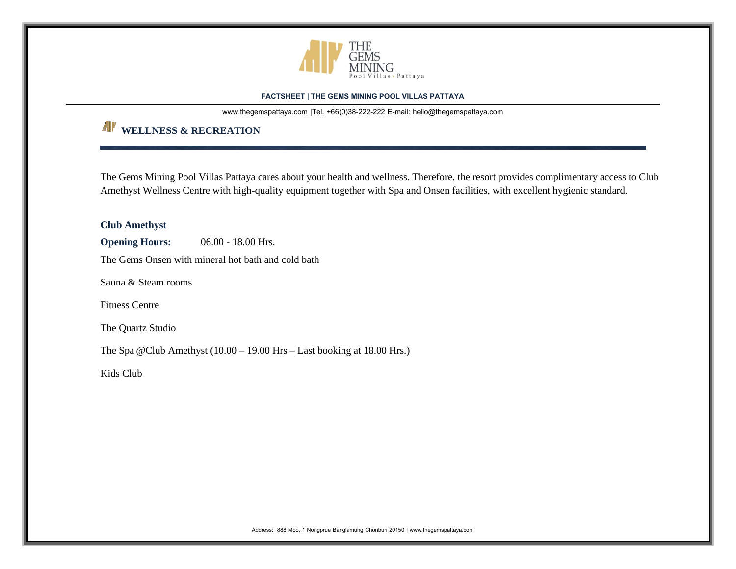## WELLNESS & RECREATION

The Gems Mining Pool Villas Pattaya cares about your health and wellness. Therefore, the resort provides complimentary access to Club Amethyst Wellness Centre with high-quality equipment together with Spa and Onsen facilities, with excellent hygienic standard.

**Club Amethyst**

**Opening Hours:** 06.00 - 18.00 Hrs.

The Gems Onsen with mineral hot bath and cold bath

Sauna & Steam rooms

Fitness Centre

The Quartz Studio

The Spa @Club Amethyst (10.00 – 19.00 Hrs – Last booking at 18.00 Hrs.)

Kids Club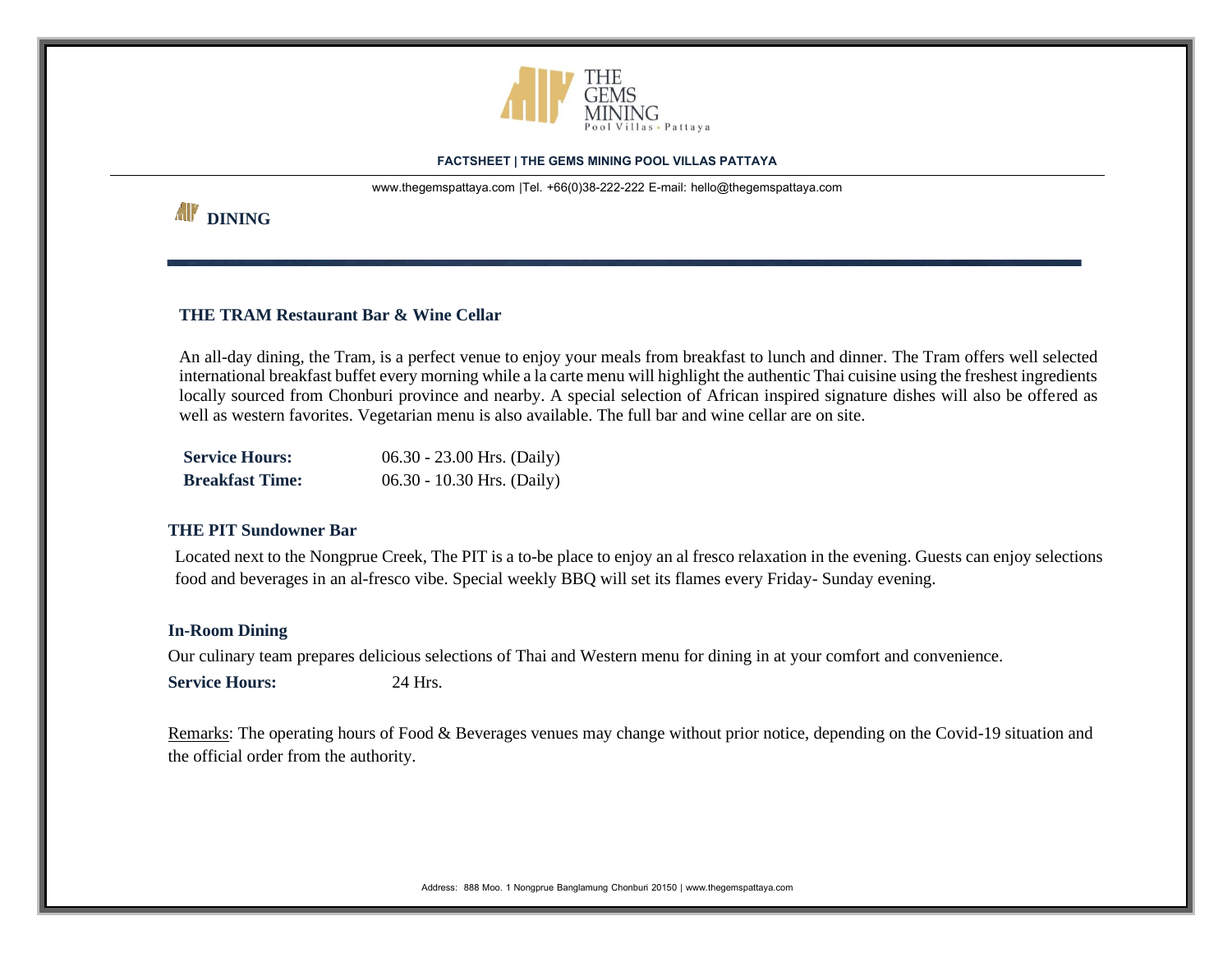## DINING

### THE TRAM Restaurant Bar & Wine Cellar

An all-day dining, the Tram, is a perfect venue to enjoy your meals from breakfast to lunch and dinner. The Tram offers well selected international breakfast buffet every morning while a la carte menu will highlight the authentic Thai cuisine using the freshest ingredients locally sourced from Chonburi province and nearby. A special selection of African inspired signature dishes will also be offered as well as western favorites. Vegetarian menu is also available. The full bar and wine cellar are on site.

**Service Hours:** 06.30 - 23.00 Hrs. (Daily)
**Breakfast Time:** 06.30 - 10.30 Hrs. (Daily)

### THE PIT Sundowner Bar

Located next to the Nongprue Creek, The PIT is a to-be place to enjoy an al fresco relaxation in the evening. Guests can enjoy selections food and beverages in an al-fresco vibe. Special weekly BBQ will set its flames every Friday- Sunday evening.

### In-Room Dining

Our culinary team prepares delicious selections of Thai and Western menu for dining in at your comfort and convenience.

**Service Hours:** 24 Hrs.

Remarks: The operating hours of Food & Beverages venues may change without prior notice, depending on the Covid-19 situation and the official order from the authority.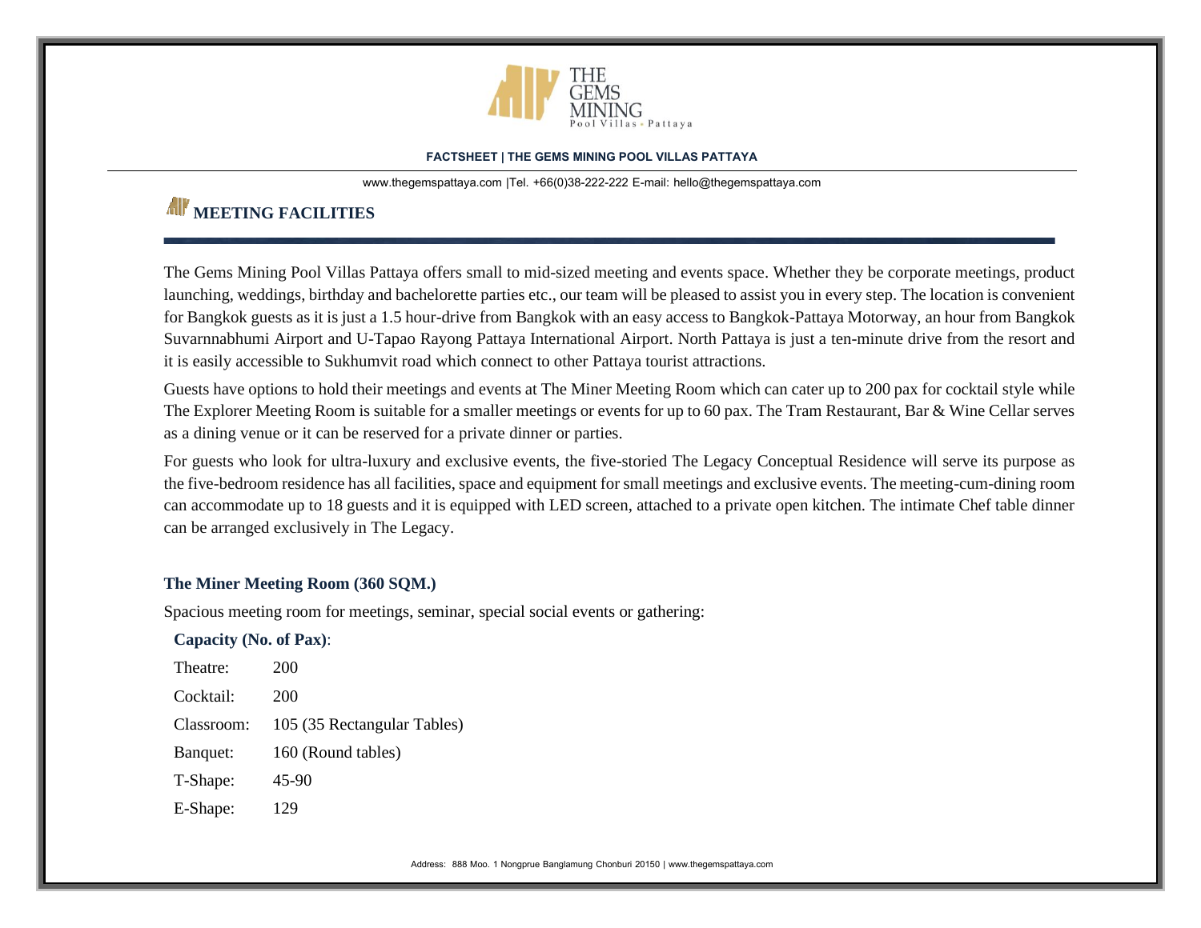## MEETING FACILITIES

The Gems Mining Pool Villas Pattaya offers small to mid-sized meeting and events space. Whether they be corporate meetings, product launching, weddings, birthday and bachelorette parties etc., our team will be pleased to assist you in every step. The location is convenient for Bangkok guests as it is just a 1.5 hour-drive from Bangkok with an easy access to Bangkok-Pattaya Motorway, an hour from Bangkok Suvarnnabhumi Airport and U-Tapao Rayong Pattaya International Airport. North Pattaya is just a ten-minute drive from the resort and it is easily accessible to Sukhumvit road which connect to other Pattaya tourist attractions.

Guests have options to hold their meetings and events at The Miner Meeting Room which can cater up to 200 pax for cocktail style while The Explorer Meeting Room is suitable for a smaller meetings or events for up to 60 pax. The Tram Restaurant, Bar & Wine Cellar serves as a dining venue or it can be reserved for a private dinner or parties.

For guests who look for ultra-luxury and exclusive events, the five-storied The Legacy Conceptual Residence will serve its purpose as the five-bedroom residence has all facilities, space and equipment for small meetings and exclusive events. The meeting-cum-dining room can accommodate up to 18 guests and it is equipped with LED screen, attached to a private open kitchen. The intimate Chef table dinner can be arranged exclusively in The Legacy.

### The Miner Meeting Room (360 SQM.)

Spacious meeting room for meetings, seminar, special social events or gathering:

**Capacity (No. of Pax)**:

| | |
|---|---|
| Theatre: | 200 |
| Cocktail: | 200 |
| Classroom: | 105 (35 Rectangular Tables) |
| Banquet: | 160 (Round tables) |
| T-Shape: | 45-90 |
| E-Shape: | 129 |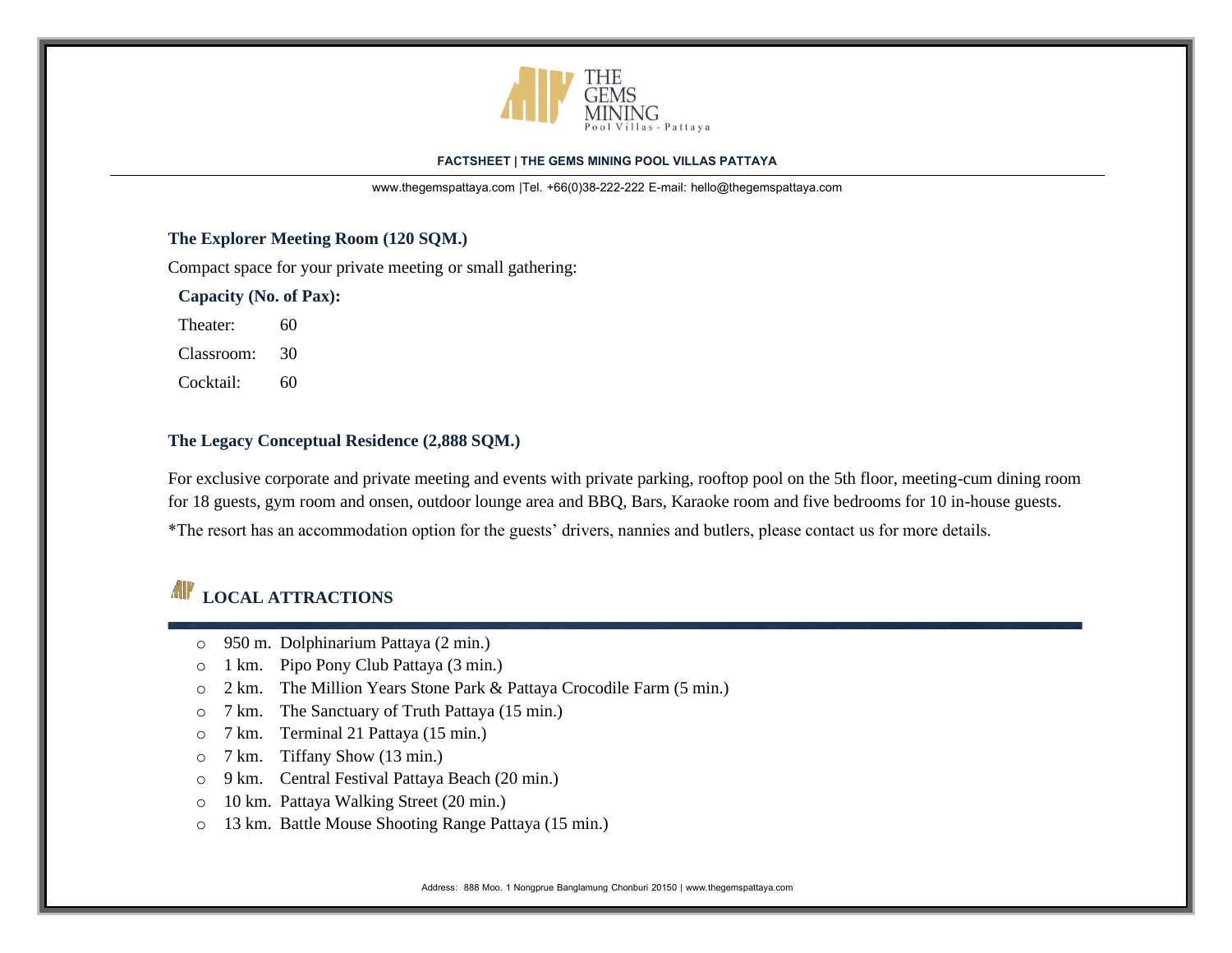### The Explorer Meeting Room (120 SQM.)

Compact space for your private meeting or small gathering:

**Capacity (No. of Pax):**

| | |
|---|---|
| Theater: | 60 |
| Classroom: | 30 |
| Cocktail: | 60 |

### The Legacy Conceptual Residence (2,888 SQM.)

For exclusive corporate and private meeting and events with private parking, rooftop pool on the 5th floor, meeting-cum dining room for 18 guests, gym room and onsen, outdoor lounge area and BBQ, Bars, Karaoke room and five bedrooms for 10 in-house guests.

*The resort has an accommodation option for the guests' drivers, nannies and butlers, please contact us for more details.

## LOCAL ATTRACTIONS

- 950 m. Dolphinarium Pattaya (2 min.)
- 1 km. Pipo Pony Club Pattaya (3 min.)
- 2 km. The Million Years Stone Park & Pattaya Crocodile Farm (5 min.)
- 7 km. The Sanctuary of Truth Pattaya (15 min.)
- 7 km. Terminal 21 Pattaya (15 min.)
- 7 km. Tiffany Show (13 min.)
- 9 km. Central Festival Pattaya Beach (20 min.)
- 10 km. Pattaya Walking Street (20 min.)
- 13 km. Battle Mouse Shooting Range Pattaya (15 min.)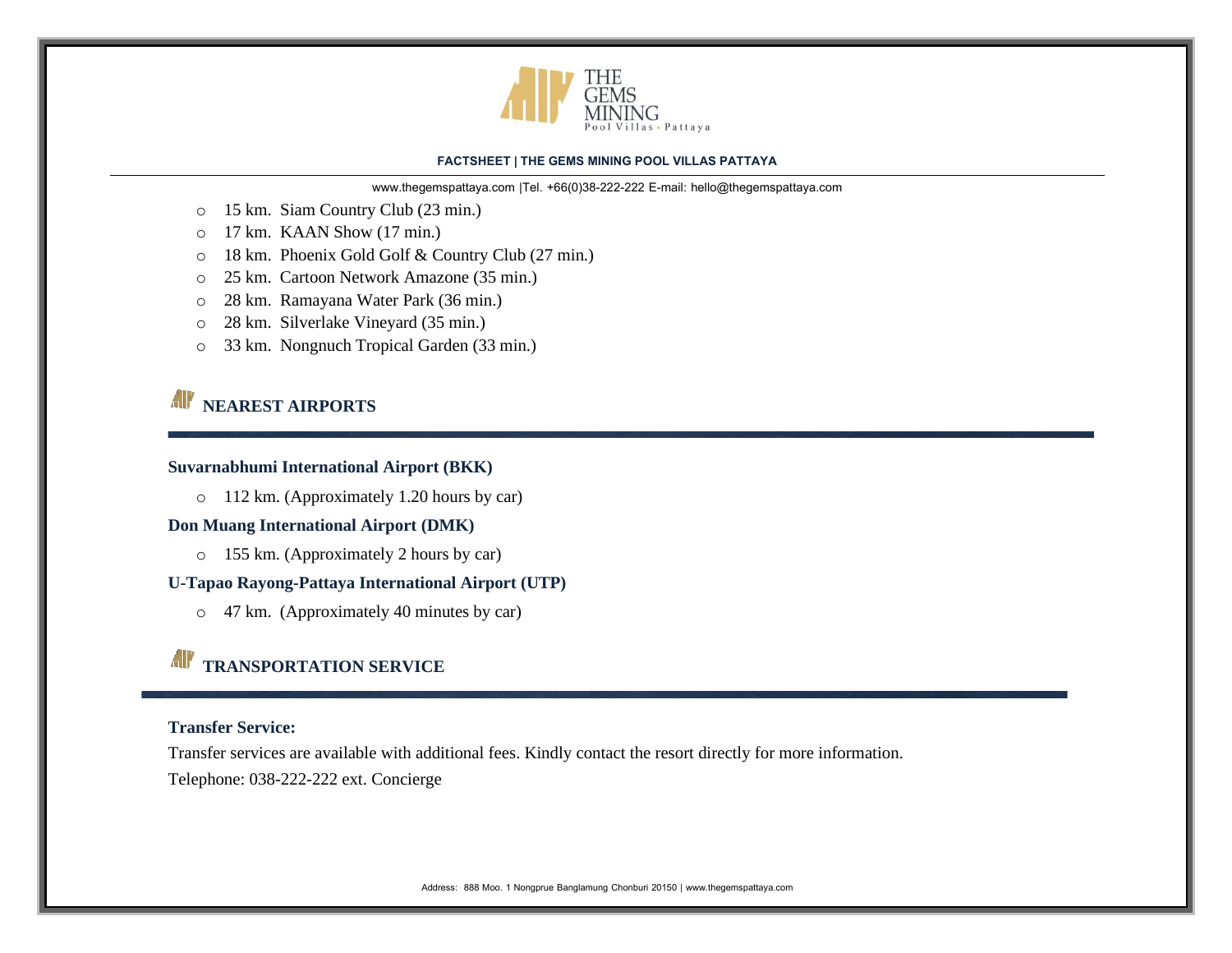- 15 km.  Siam Country Club (23 min.)
- 17 km.  KAAN Show (17 min.)
- 18 km.  Phoenix Gold Golf & Country Club (27 min.)
- 25 km.  Cartoon Network Amazone (35 min.)
- 28 km.  Ramayana Water Park (36 min.)
- 28 km.  Silverlake Vineyard (35 min.)
- 33 km.  Nongnuch Tropical Garden (33 min.)

## NEAREST AIRPORTS

**Suvarnabhumi International Airport (BKK)**

- 112 km. (Approximately 1.20 hours by car)

**Don Muang International Airport (DMK)**

- 155 km. (Approximately 2 hours by car)

**U-Tapao Rayong-Pattaya International Airport (UTP)**

- 47 km.  (Approximately 40 minutes by car)

## TRANSPORTATION SERVICE

**Transfer Service:**

Transfer services are available with additional fees. Kindly contact the resort directly for more information.

Telephone: 038-222-222 ext. Concierge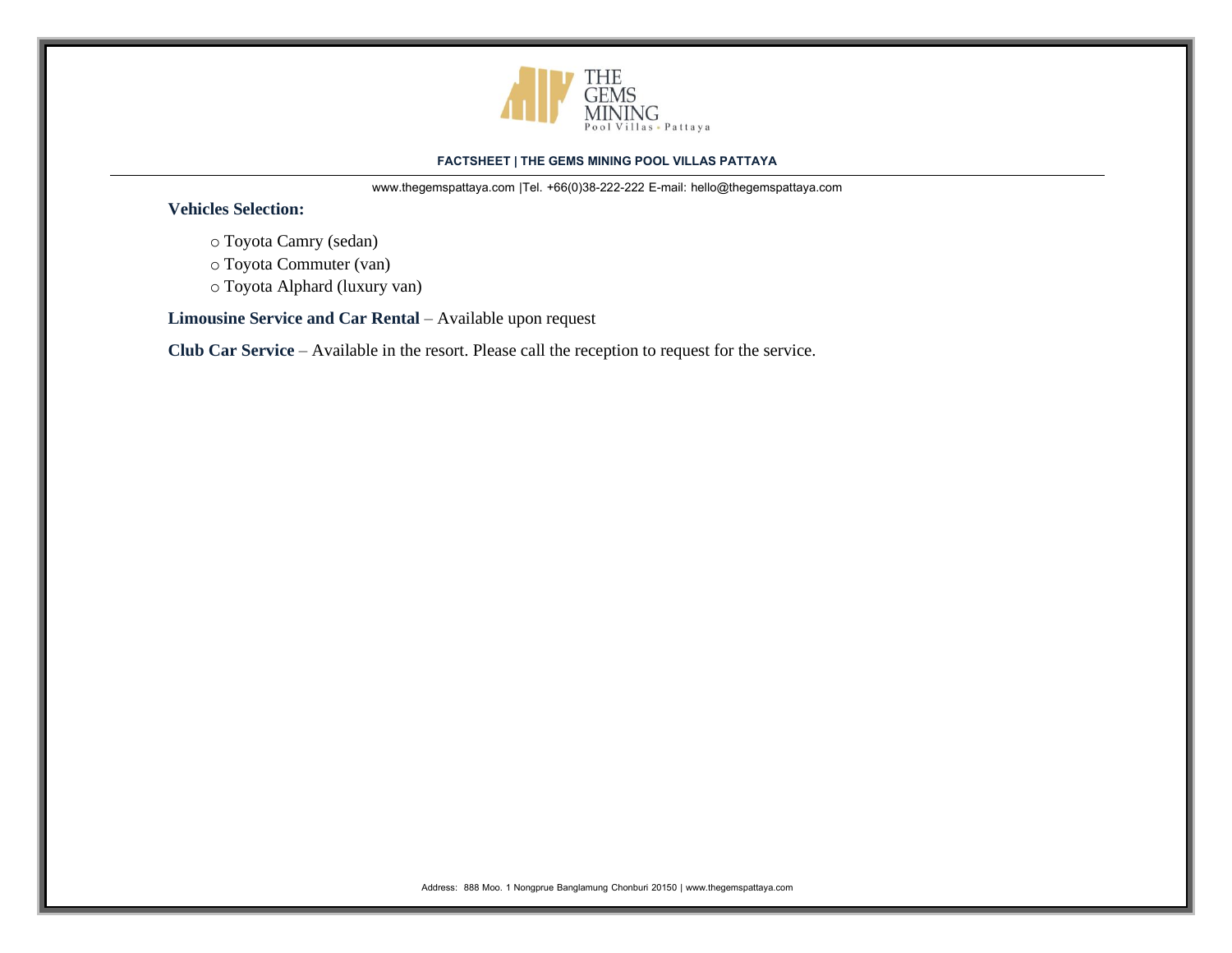**Vehicles Selection:**

- Toyota Camry (sedan)
- Toyota Commuter (van)
- Toyota Alphard (luxury van)

**Limousine Service and Car Rental** – Available upon request

**Club Car Service** – Available in the resort. Please call the reception to request for the service.